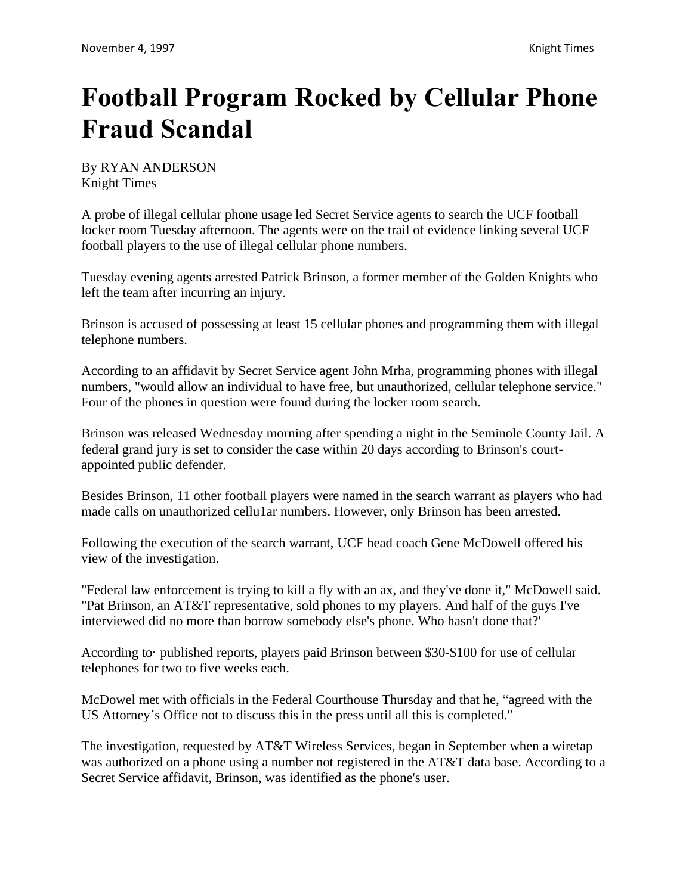# Football Program Rocked by Cellular Phone Fraud Scandal

By RYAN ANDERSON
Knight Times

A probe of illegal cellular phone usage led Secret Service agents to search the UCF football locker room Tuesday afternoon. The agents were on the trail of evidence linking several UCF football players to the use of illegal cellular phone numbers.

Tuesday evening agents arrested Patrick Brinson, a former member of the Golden Knights who left the team after incurring an injury.

Brinson is accused of possessing at least 15 cellular phones and programming them with illegal telephone numbers.

According to an affidavit by Secret Service agent John Mrha, programming phones with illegal numbers, "would allow an individual to have free, but unauthorized, cellular telephone service." Four of the phones in question were found during the locker room search.

Brinson was released Wednesday morning after spending a night in the Seminole County Jail. A federal grand jury is set to consider the case within 20 days according to Brinson's court-appointed public defender.

Besides Brinson, 11 other football players were named in the search warrant as players who had made calls on unauthorized cellu1ar numbers. However, only Brinson has been arrested.

Following the execution of the search warrant, UCF head coach Gene McDowell offered his view of the investigation.

"Federal law enforcement is trying to kill a fly with an ax, and they've done it," McDowell said. "Pat Brinson, an AT&T representative, sold phones to my players. And half of the guys I've interviewed did no more than borrow somebody else's phone. Who hasn't done that?'

According to· published reports, players paid Brinson between $30-$100 for use of cellular telephones for two to five weeks each.

McDowel met with officials in the Federal Courthouse Thursday and that he, "agreed with the US Attorney's Office not to discuss this in the press until all this is completed."

The investigation, requested by AT&T Wireless Services, began in September when a wiretap was authorized on a phone using a number not registered in the AT&T data base. According to a Secret Service affidavit, Brinson, was identified as the phone's user.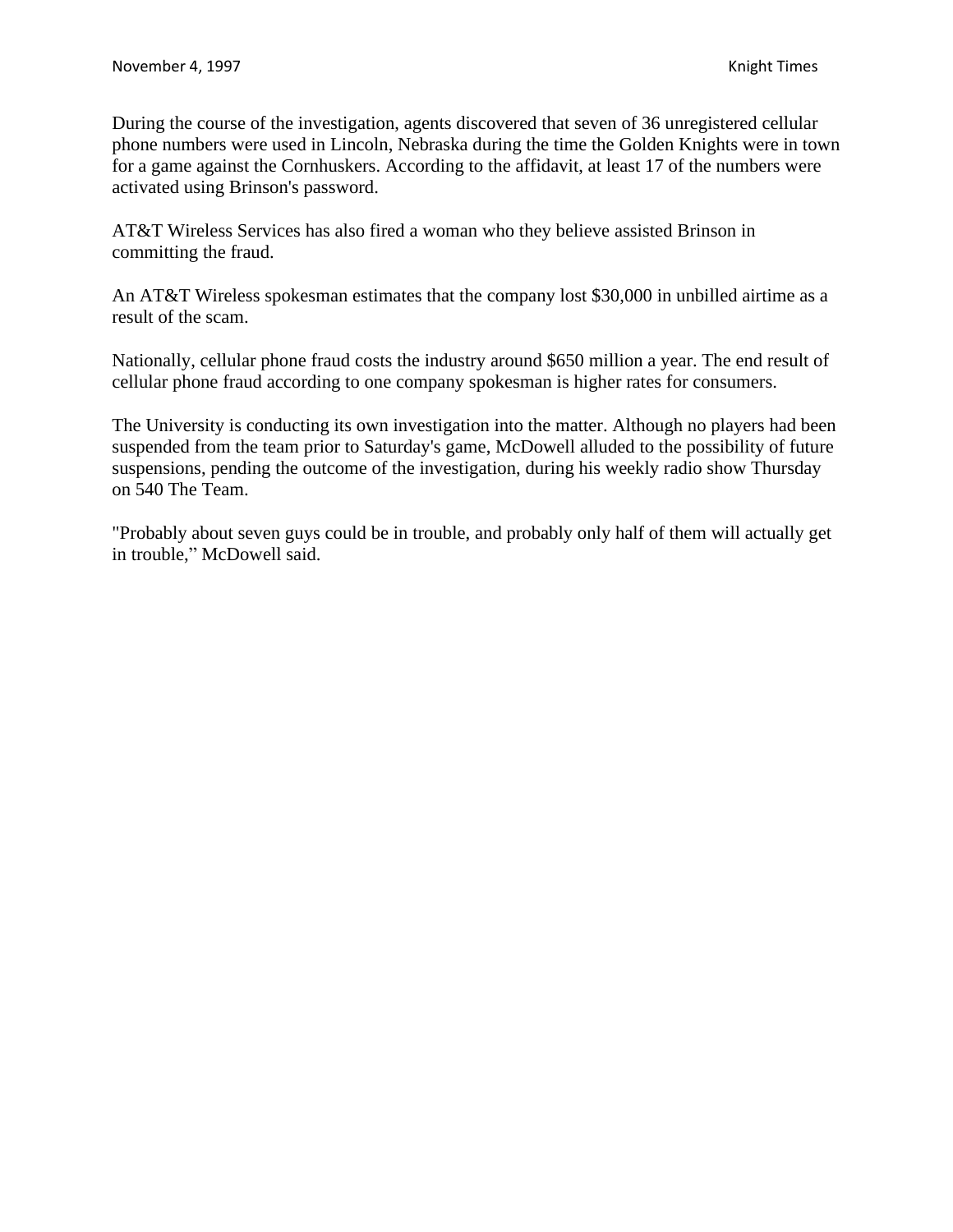During the course of the investigation, agents discovered that seven of 36 unregistered cellular phone numbers were used in Lincoln, Nebraska during the time the Golden Knights were in town for a game against the Cornhuskers. According to the affidavit, at least 17 of the numbers were activated using Brinson's password.

AT&T Wireless Services has also fired a woman who they believe assisted Brinson in committing the fraud.

An AT&T Wireless spokesman estimates that the company lost $30,000 in unbilled airtime as a result of the scam.

Nationally, cellular phone fraud costs the industry around $650 million a year. The end result of cellular phone fraud according to one company spokesman is higher rates for consumers.

The University is conducting its own investigation into the matter. Although no players had been suspended from the team prior to Saturday's game, McDowell alluded to the possibility of future suspensions, pending the outcome of the investigation, during his weekly radio show Thursday on 540 The Team.

"Probably about seven guys could be in trouble, and probably only half of them will actually get in trouble," McDowell said.